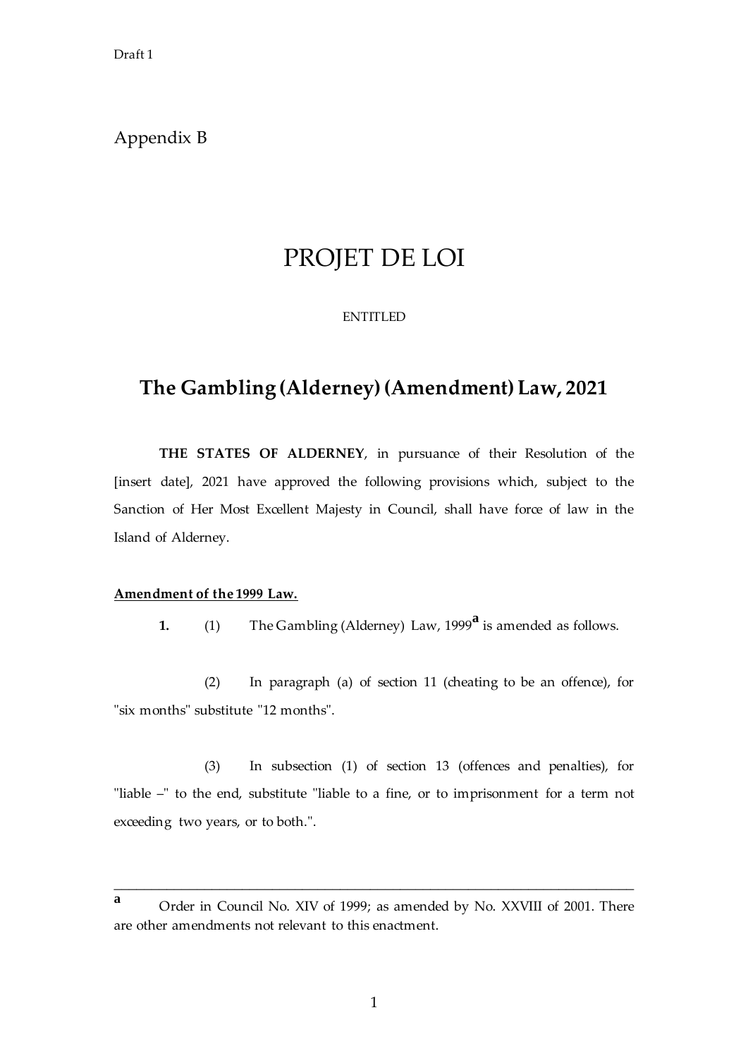Draft 1

Appendix B

# PROJET DE LOI

ENTITLED

## The Gambling (Alderney) (Amendment) Law, 2021

**THE STATES OF ALDERNEY**, in pursuance of their Resolution of the [insert date], 2021 have approved the following provisions which, subject to the Sanction of Her Most Excellent Majesty in Council, shall have force of law in the Island of Alderney.

**Amendment of the 1999 Law.**

**1.** (1) The Gambling (Alderney) Law, 1999[a] is amended as follows.

(2) In paragraph (a) of section 11 (cheating to be an offence), for "six months" substitute "12 months".

(3) In subsection (1) of section 13 (offences and penalties), for "liable –" to the end, substitute "liable to a fine, or to imprisonment for a term not exceeding two years, or to both.".

---

[a] Order in Council No. XIV of 1999; as amended by No. XXVIII of 2001. There are other amendments not relevant to this enactment.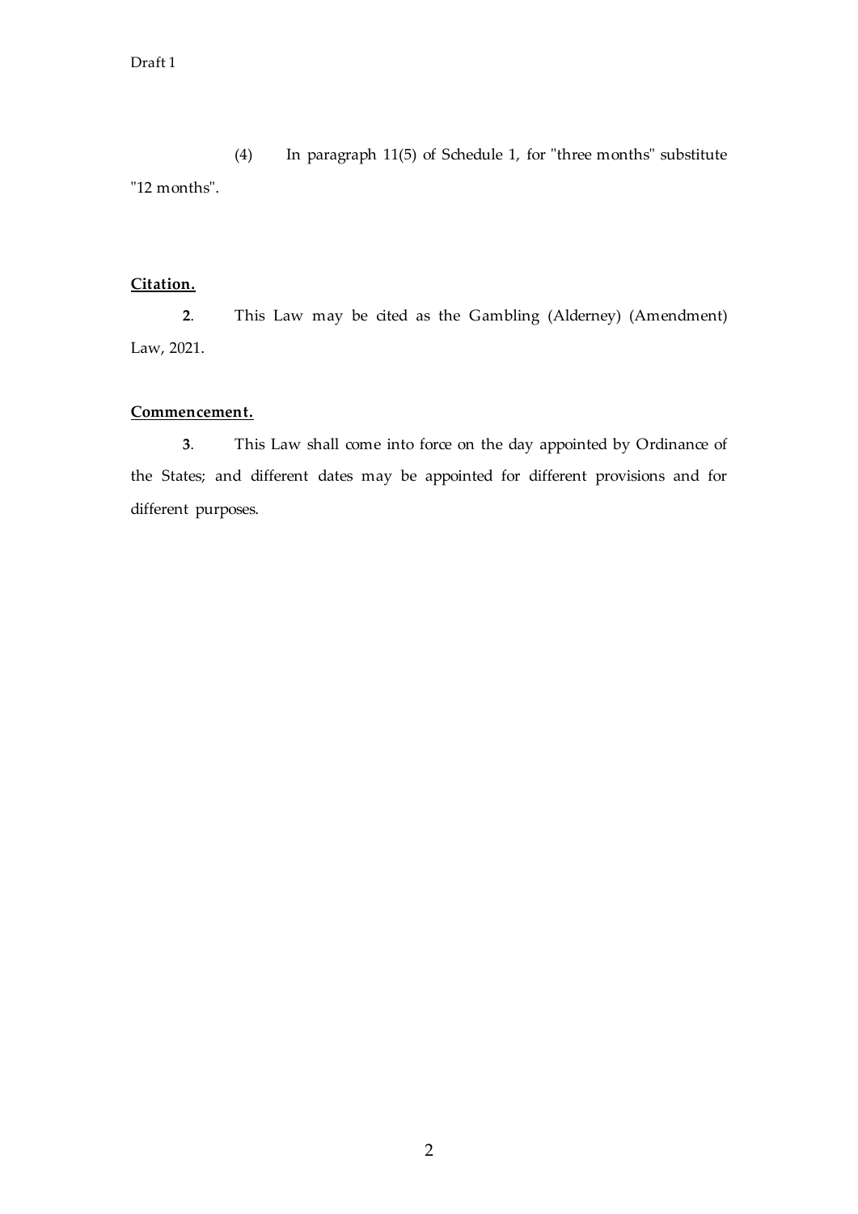(4) In paragraph 11(5) of Schedule 1, for "three months" substitute "12 months".

**Citation.**

**2**. This Law may be cited as the Gambling (Alderney) (Amendment) Law, 2021.

**Commencement.**

**3**. This Law shall come into force on the day appointed by Ordinance of the States; and different dates may be appointed for different provisions and for different purposes.